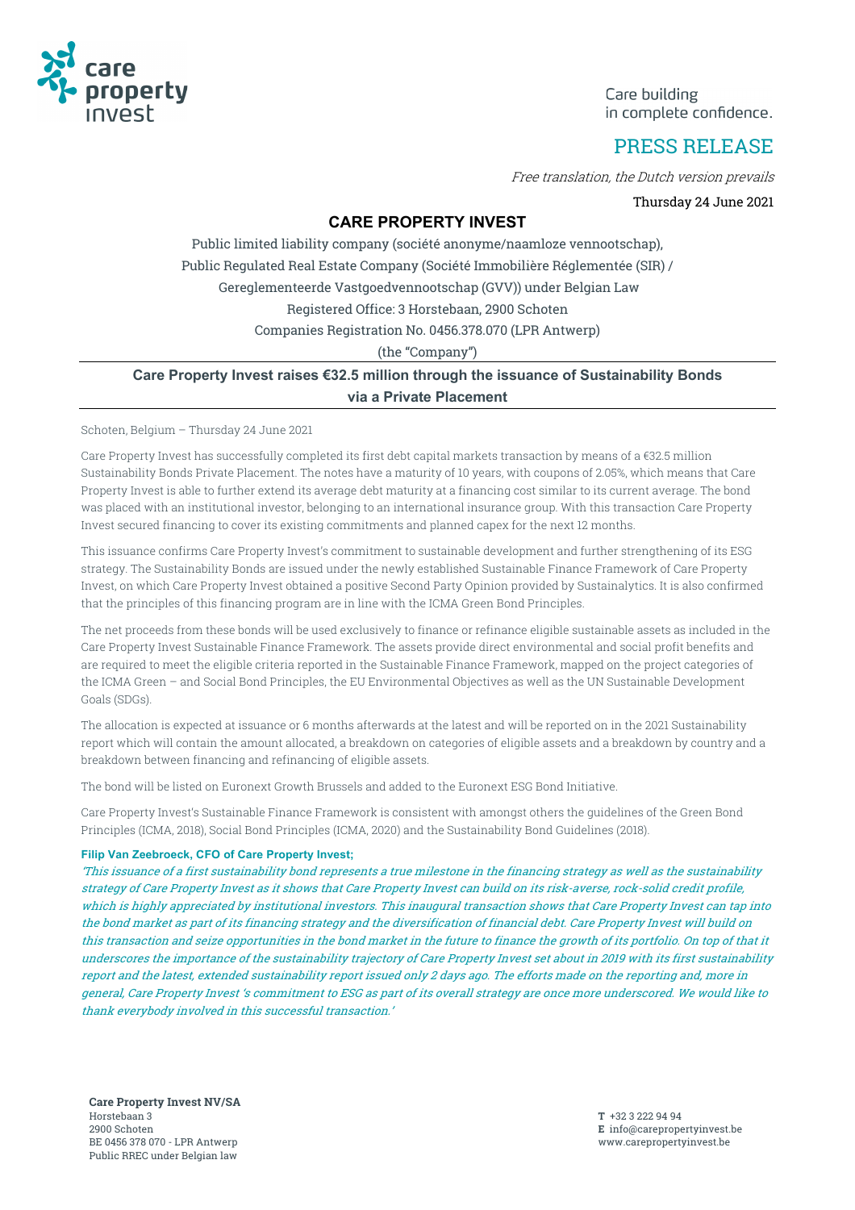Care building
in complete confidence.

# PRESS RELEASE

*Free translation, the Dutch version prevails*

Thursday 24 June 2021

## CARE PROPERTY INVEST

Public limited liability company (société anonyme/naamloze vennootschap),
Public Regulated Real Estate Company (Société Immobilière Réglementée (SIR) /
Gereglementeerde Vastgoedvennootschap (GVV)) under Belgian Law
Registered Office: 3 Horstebaan, 2900 Schoten
Companies Registration No. 0456.378.070 (LPR Antwerp)
(the "Company")

## Care Property Invest raises €32.5 million through the issuance of Sustainability Bonds via a Private Placement

Schoten, Belgium – Thursday 24 June 2021

Care Property Invest has successfully completed its first debt capital markets transaction by means of a €32.5 million Sustainability Bonds Private Placement. The notes have a maturity of 10 years, with coupons of 2.05%, which means that Care Property Invest is able to further extend its average debt maturity at a financing cost similar to its current average. The bond was placed with an institutional investor, belonging to an international insurance group. With this transaction Care Property Invest secured financing to cover its existing commitments and planned capex for the next 12 months.

This issuance confirms Care Property Invest's commitment to sustainable development and further strengthening of its ESG strategy. The Sustainability Bonds are issued under the newly established Sustainable Finance Framework of Care Property Invest, on which Care Property Invest obtained a positive Second Party Opinion provided by Sustainalytics. It is also confirmed that the principles of this financing program are in line with the ICMA Green Bond Principles.

The net proceeds from these bonds will be used exclusively to finance or refinance eligible sustainable assets as included in the Care Property Invest Sustainable Finance Framework. The assets provide direct environmental and social profit benefits and are required to meet the eligible criteria reported in the Sustainable Finance Framework, mapped on the project categories of the ICMA Green – and Social Bond Principles, the EU Environmental Objectives as well as the UN Sustainable Development Goals (SDGs).

The allocation is expected at issuance or 6 months afterwards at the latest and will be reported on in the 2021 Sustainability report which will contain the amount allocated, a breakdown on categories of eligible assets and a breakdown by country and a breakdown between financing and refinancing of eligible assets.

The bond will be listed on Euronext Growth Brussels and added to the Euronext ESG Bond Initiative.

Care Property Invest's Sustainable Finance Framework is consistent with amongst others the guidelines of the Green Bond Principles (ICMA, 2018), Social Bond Principles (ICMA, 2020) and the Sustainability Bond Guidelines (2018).

**Filip Van Zeebroeck, CFO of Care Property Invest;**

*'This issuance of a first sustainability bond represents a true milestone in the financing strategy as well as the sustainability strategy of Care Property Invest as it shows that Care Property Invest can build on its risk-averse, rock-solid credit profile, which is highly appreciated by institutional investors. This inaugural transaction shows that Care Property Invest can tap into the bond market as part of its financing strategy and the diversification of financial debt. Care Property Invest will build on this transaction and seize opportunities in the bond market in the future to finance the growth of its portfolio. On top of that it underscores the importance of the sustainability trajectory of Care Property Invest set about in 2019 with its first sustainability report and the latest, extended sustainability report issued only 2 days ago. The efforts made on the reporting and, more in general, Care Property Invest 's commitment to ESG as part of its overall strategy are once more underscored. We would like to thank everybody involved in this successful transaction.'*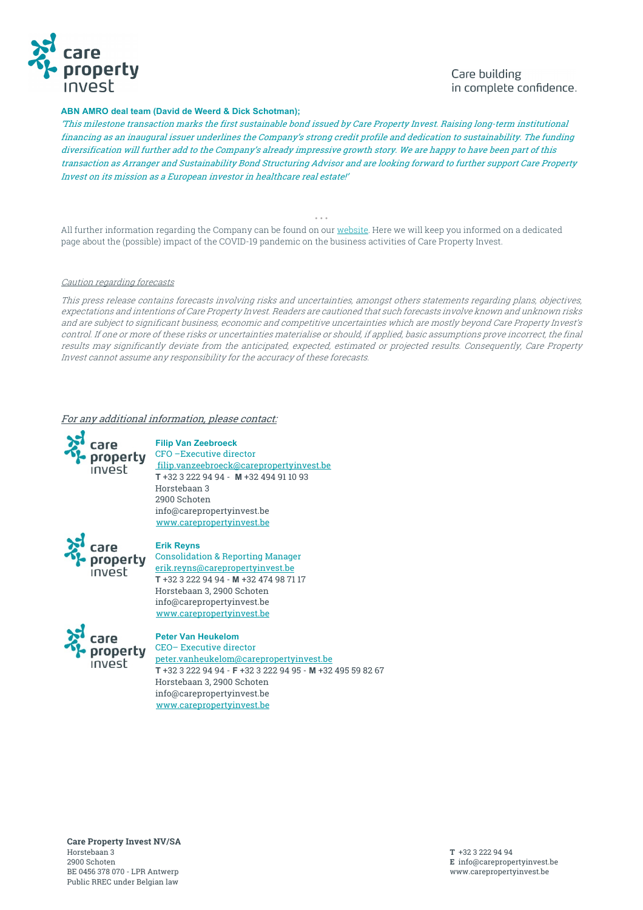**ABN AMRO deal team (David de Weerd & Dick Schotman);**

*'This milestone transaction marks the first sustainable bond issued by Care Property Invest. Raising long-term institutional financing as an inaugural issuer underlines the Company's strong credit profile and dedication to sustainability. The funding diversification will further add to the Company's already impressive growth story. We are happy to have been part of this transaction as Arranger and Sustainability Bond Structuring Advisor and are looking forward to further support Care Property Invest on its mission as a European investor in healthcare real estate!'*

. . .

All further information regarding the Company can be found on our website. Here we will keep you informed on a dedicated page about the (possible) impact of the COVID-19 pandemic on the business activities of Care Property Invest.

*Caution regarding forecasts*

*This press release contains forecasts involving risks and uncertainties, amongst others statements regarding plans, objectives, expectations and intentions of Care Property Invest. Readers are cautioned that such forecasts involve known and unknown risks and are subject to significant business, economic and competitive uncertainties which are mostly beyond Care Property Invest's control. If one or more of these risks or uncertainties materialise or should, if applied, basic assumptions prove incorrect, the final results may significantly deviate from the anticipated, expected, estimated or projected results. Consequently, Care Property Invest cannot assume any responsibility for the accuracy of these forecasts.*

*For any additional information, please contact:*

**Filip Van Zeebroeck**
CFO –Executive director
filip.vanzeebroeck@carepropertyinvest.be
**T** +32 3 222 94 94 - **M** +32 494 91 10 93
Horstebaan 3
2900 Schoten
info@carepropertyinvest.be
www.carepropertyinvest.be

**Erik Reyns**
Consolidation & Reporting Manager
erik.reyns@carepropertyinvest.be
**T** +32 3 222 94 94 - **M** +32 474 98 71 17
Horstebaan 3, 2900 Schoten
info@carepropertyinvest.be
www.carepropertyinvest.be

**Peter Van Heukelom**
CEO– Executive director
peter.vanheukelom@carepropertyinvest.be
**T** +32 3 222 94 94 - **F** +32 3 222 94 95 - **M** +32 495 59 82 67
Horstebaan 3, 2900 Schoten
info@carepropertyinvest.be
www.carepropertyinvest.be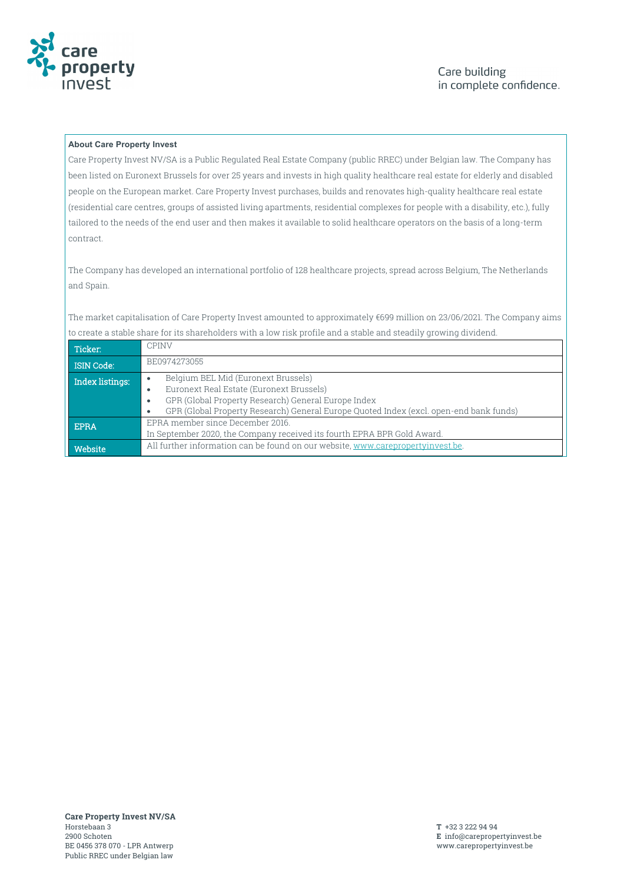### About Care Property Invest

Care Property Invest NV/SA is a Public Regulated Real Estate Company (public RREC) under Belgian law. The Company has been listed on Euronext Brussels for over 25 years and invests in high quality healthcare real estate for elderly and disabled people on the European market. Care Property Invest purchases, builds and renovates high-quality healthcare real estate (residential care centres, groups of assisted living apartments, residential complexes for people with a disability, etc.), fully tailored to the needs of the end user and then makes it available to solid healthcare operators on the basis of a long-term contract.

The Company has developed an international portfolio of 128 healthcare projects, spread across Belgium, The Netherlands and Spain.

The market capitalisation of Care Property Invest amounted to approximately €699 million on 23/06/2021. The Company aims to create a stable share for its shareholders with a low risk profile and a stable and steadily growing dividend.

| | |
|---|---|
| Ticker: | CPINV |
| ISIN Code: | BE0974273055 |
| Index listings: | • Belgium BEL Mid (Euronext Brussels)<br>• Euronext Real Estate (Euronext Brussels)<br>• GPR (Global Property Research) General Europe Index<br>• GPR (Global Property Research) General Europe Quoted Index (excl. open-end bank funds) |
| EPRA | EPRA member since December 2016.<br>In September 2020, the Company received its fourth EPRA BPR Gold Award. |
| Website | All further information can be found on our website, www.carepropertyinvest.be. |

**Care Property Invest NV/SA**
Horstebaan 3
2900 Schoten
BE 0456 378 070 - LPR Antwerp
Public RREC under Belgian law

**T** +32 3 222 94 94
**E** info@carepropertyinvest.be
www.carepropertyinvest.be